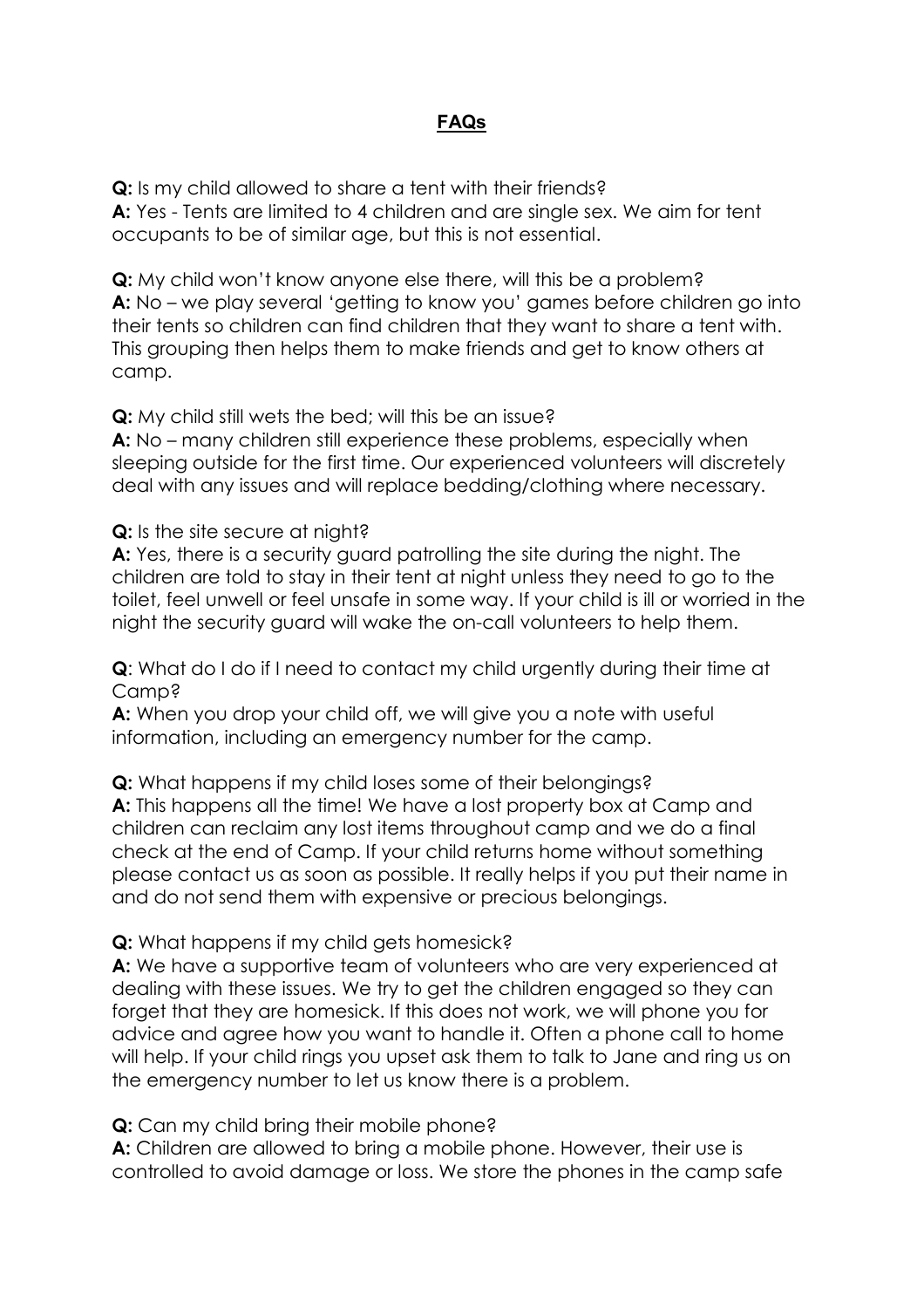# FAQs

**Q:** Is my child allowed to share a tent with their friends?
**A:** Yes - Tents are limited to 4 children and are single sex. We aim for tent occupants to be of similar age, but this is not essential.

**Q:** My child won't know anyone else there, will this be a problem?
**A:** No – we play several 'getting to know you' games before children go into their tents so children can find children that they want to share a tent with. This grouping then helps them to make friends and get to know others at camp.

**Q:** My child still wets the bed; will this be an issue?
**A:** No – many children still experience these problems, especially when sleeping outside for the first time. Our experienced volunteers will discretely deal with any issues and will replace bedding/clothing where necessary.

**Q:** Is the site secure at night?
**A:** Yes, there is a security guard patrolling the site during the night. The children are told to stay in their tent at night unless they need to go to the toilet, feel unwell or feel unsafe in some way. If your child is ill or worried in the night the security guard will wake the on-call volunteers to help them.

**Q**: What do I do if I need to contact my child urgently during their time at Camp?
**A:** When you drop your child off, we will give you a note with useful information, including an emergency number for the camp.

**Q:** What happens if my child loses some of their belongings?
**A:** This happens all the time! We have a lost property box at Camp and children can reclaim any lost items throughout camp and we do a final check at the end of Camp. If your child returns home without something please contact us as soon as possible. It really helps if you put their name in and do not send them with expensive or precious belongings.

**Q:** What happens if my child gets homesick?
**A:** We have a supportive team of volunteers who are very experienced at dealing with these issues. We try to get the children engaged so they can forget that they are homesick. If this does not work, we will phone you for advice and agree how you want to handle it. Often a phone call to home will help. If your child rings you upset ask them to talk to Jane and ring us on the emergency number to let us know there is a problem.

**Q:** Can my child bring their mobile phone?
**A:** Children are allowed to bring a mobile phone. However, their use is controlled to avoid damage or loss. We store the phones in the camp safe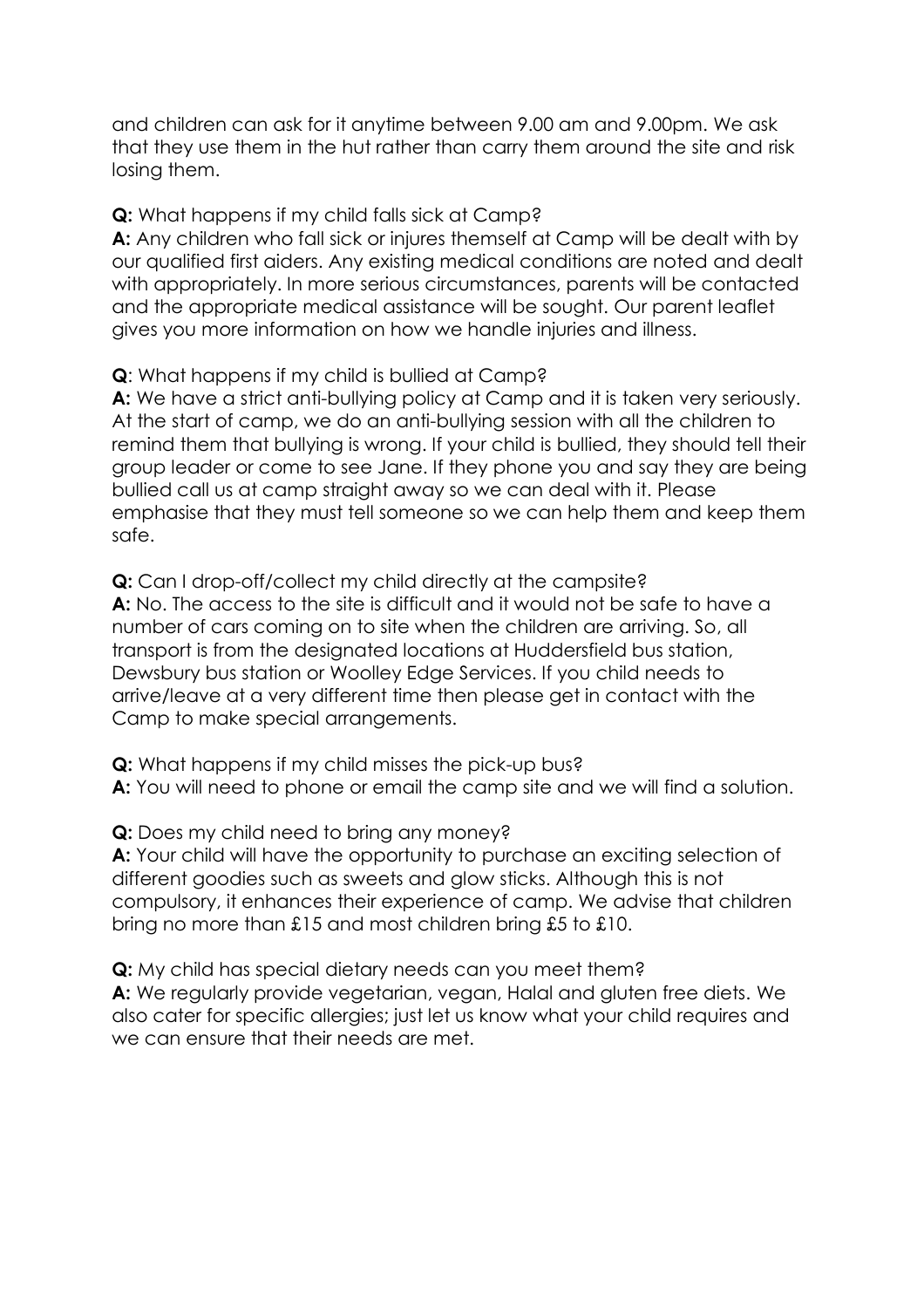and children can ask for it anytime between 9.00 am and 9.00pm. We ask that they use them in the hut rather than carry them around the site and risk losing them.

**Q:** What happens if my child falls sick at Camp?
**A:** Any children who fall sick or injures themself at Camp will be dealt with by our qualified first aiders. Any existing medical conditions are noted and dealt with appropriately. In more serious circumstances, parents will be contacted and the appropriate medical assistance will be sought. Our parent leaflet gives you more information on how we handle injuries and illness.

**Q**: What happens if my child is bullied at Camp?
**A:** We have a strict anti-bullying policy at Camp and it is taken very seriously. At the start of camp, we do an anti-bullying session with all the children to remind them that bullying is wrong. If your child is bullied, they should tell their group leader or come to see Jane. If they phone you and say they are being bullied call us at camp straight away so we can deal with it. Please emphasise that they must tell someone so we can help them and keep them safe.

**Q:** Can I drop-off/collect my child directly at the campsite?
**A:** No. The access to the site is difficult and it would not be safe to have a number of cars coming on to site when the children are arriving. So, all transport is from the designated locations at Huddersfield bus station, Dewsbury bus station or Woolley Edge Services. If you child needs to arrive/leave at a very different time then please get in contact with the Camp to make special arrangements.

**Q:** What happens if my child misses the pick-up bus?
**A:** You will need to phone or email the camp site and we will find a solution.

**Q:** Does my child need to bring any money?
**A:** Your child will have the opportunity to purchase an exciting selection of different goodies such as sweets and glow sticks. Although this is not compulsory, it enhances their experience of camp. We advise that children bring no more than £15 and most children bring £5 to £10.

**Q:** My child has special dietary needs can you meet them?
**A:** We regularly provide vegetarian, vegan, Halal and gluten free diets. We also cater for specific allergies; just let us know what your child requires and we can ensure that their needs are met.